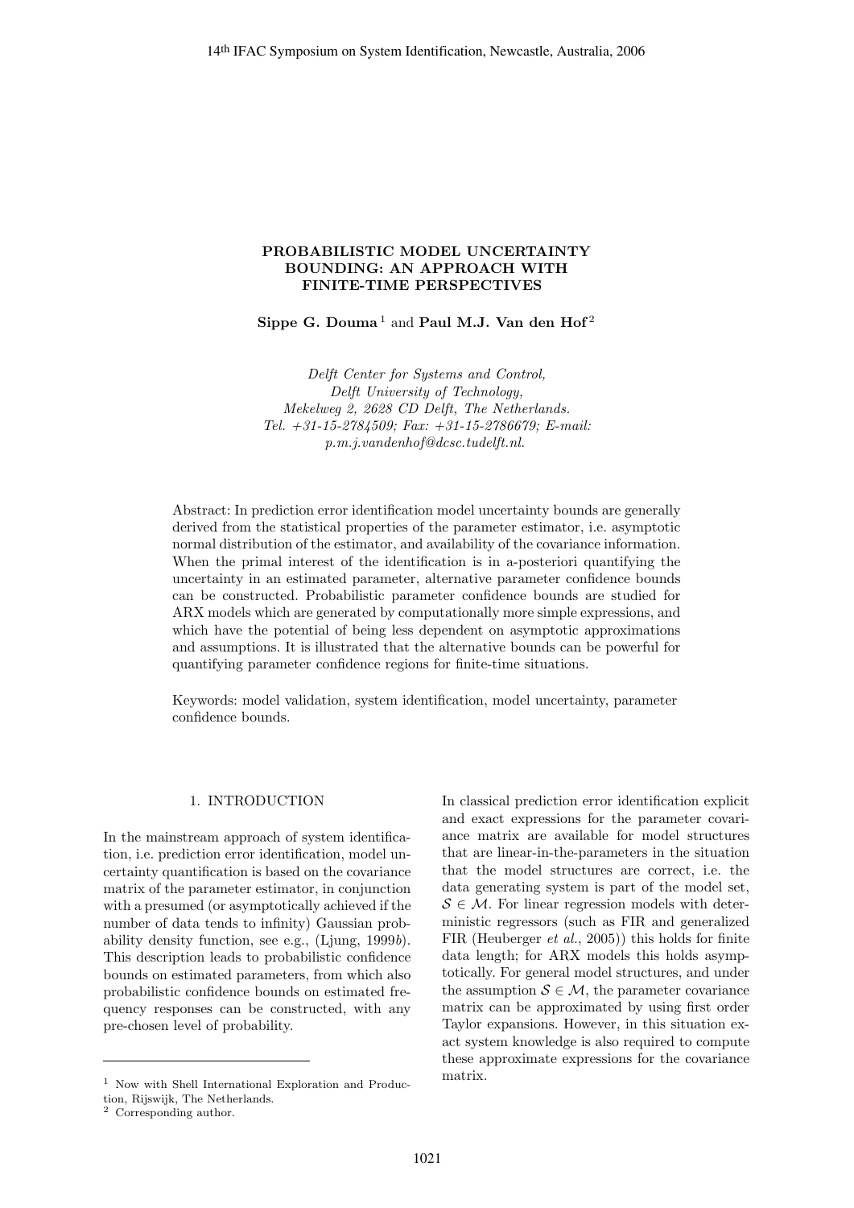# PROBABILISTIC MODEL UNCERTAINTY BOUNDING: AN APPROACH WITH FINITE-TIME PERSPECTIVES

**Sippe G. Douma** [1] and **Paul M.J. Van den Hof** [2]

*Delft Center for Systems and Control, Delft University of Technology, Mekelweg 2, 2628 CD Delft, The Netherlands. Tel. +31-15-2784509; Fax: +31-15-2786679; E-mail: p.m.j.vandenhof@dcsc.tudelft.nl.*

Abstract: In prediction error identification model uncertainty bounds are generally derived from the statistical properties of the parameter estimator, i.e. asymptotic normal distribution of the estimator, and availability of the covariance information. When the primal interest of the identification is in a-posteriori quantifying the uncertainty in an estimated parameter, alternative parameter confidence bounds can be constructed. Probabilistic parameter confidence bounds are studied for ARX models which are generated by computationally more simple expressions, and which have the potential of being less dependent on asymptotic approximations and assumptions. It is illustrated that the alternative bounds can be powerful for quantifying parameter confidence regions for finite-time situations.

Keywords: model validation, system identification, model uncertainty, parameter confidence bounds.

## 1. INTRODUCTION

In the mainstream approach of system identification, i.e. prediction error identification, model uncertainty quantification is based on the covariance matrix of the parameter estimator, in conjunction with a presumed (or asymptotically achieved if the number of data tends to infinity) Gaussian probability density function, see e.g., (Ljung, 1999*b*). This description leads to probabilistic confidence bounds on estimated parameters, from which also probabilistic confidence bounds on estimated frequency responses can be constructed, with any pre-chosen level of probability.

In classical prediction error identification explicit and exact expressions for the parameter covariance matrix are available for model structures that are linear-in-the-parameters in the situation that the model structures are correct, i.e. the data generating system is part of the model set, $\mathcal{S} \in \mathcal{M}$. For linear regression models with deterministic regressors (such as FIR and generalized FIR (Heuberger *et al.*, 2005)) this holds for finite data length; for ARX models this holds asymptotically. For general model structures, and under the assumption $\mathcal{S} \in \mathcal{M}$, the parameter covariance matrix can be approximated by using first order Taylor expansions. However, in this situation exact system knowledge is also required to compute these approximate expressions for the covariance matrix.

[1] Now with Shell International Exploration and Production, Rijswijk, The Netherlands.

[2] Corresponding author.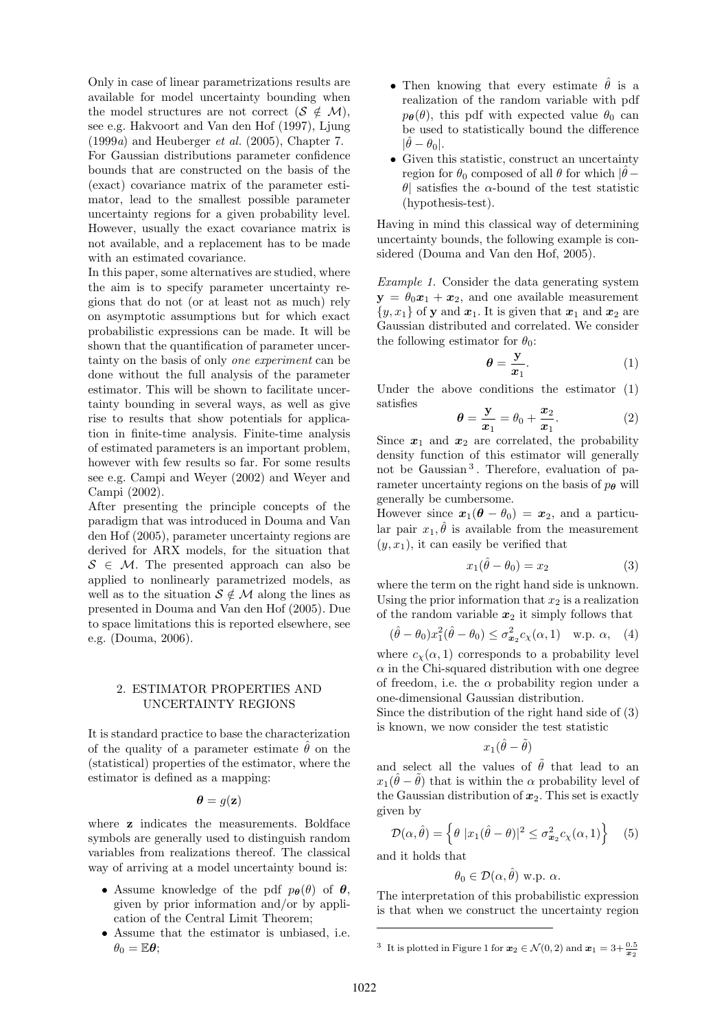Only in case of linear parametrizations results are available for model uncertainty bounding when the model structures are not correct ($\mathcal{S} \notin \mathcal{M}$), see e.g. Hakvoort and Van den Hof (1997), Ljung (1999*a*) and Heuberger *et al.* (2005), Chapter 7. For Gaussian distributions parameter confidence bounds that are constructed on the basis of the (exact) covariance matrix of the parameter estimator, lead to the smallest possible parameter uncertainty regions for a given probability level. However, usually the exact covariance matrix is not available, and a replacement has to be made with an estimated covariance.

In this paper, some alternatives are studied, where the aim is to specify parameter uncertainty regions that do not (or at least not as much) rely on asymptotic assumptions but for which exact probabilistic expressions can be made. It will be shown that the quantification of parameter uncertainty on the basis of only *one experiment* can be done without the full analysis of the parameter estimator. This will be shown to facilitate uncertainty bounding in several ways, as well as give rise to results that show potentials for application in finite-time analysis. Finite-time analysis of estimated parameters is an important problem, however with few results so far. For some results see e.g. Campi and Weyer (2002) and Weyer and Campi (2002).

After presenting the principle concepts of the paradigm that was introduced in Douma and Van den Hof (2005), parameter uncertainty regions are derived for ARX models, for the situation that $\mathcal{S} \in \mathcal{M}$. The presented approach can also be applied to nonlinearly parametrized models, as well as to the situation $\mathcal{S} \notin \mathcal{M}$ along the lines as presented in Douma and Van den Hof (2005). Due to space limitations this is reported elsewhere, see e.g. (Douma, 2006).

## 2. ESTIMATOR PROPERTIES AND UNCERTAINTY REGIONS

It is standard practice to base the characterization of the quality of a parameter estimate $\hat{\theta}$ on the (statistical) properties of the estimator, where the estimator is defined as a mapping:

$$\boldsymbol{\theta} = g(\mathbf{z})$$

where $\mathbf{z}$ indicates the measurements. Boldface symbols are generally used to distinguish random variables from realizations thereof. The classical way of arriving at a model uncertainty bound is:

- Assume knowledge of the pdf $p_{\boldsymbol{\theta}}(\theta)$ of $\boldsymbol{\theta}$, given by prior information and/or by application of the Central Limit Theorem;
- Assume that the estimator is unbiased, i.e. $\theta_0 = \mathbb{E}\boldsymbol{\theta}$;
- Then knowing that every estimate $\hat{\theta}$ is a realization of the random variable with pdf $p_{\boldsymbol{\theta}}(\theta)$, this pdf with expected value $\theta_0$ can be used to statistically bound the difference $|\hat{\theta} - \theta_0|$.
- Given this statistic, construct an uncertainty region for $\theta_0$ composed of all $\theta$ for which $|\hat{\theta} - \theta|$ satisfies the $\alpha$-bound of the test statistic (hypothesis-test).

Having in mind this classical way of determining uncertainty bounds, the following example is considered (Douma and Van den Hof, 2005).

*Example 1.* Consider the data generating system $\mathbf{y} = \theta_0 \boldsymbol{x}_1 + \boldsymbol{x}_2$, and one available measurement $\{y, x_1\}$ of $\mathbf{y}$ and $\boldsymbol{x}_1$. It is given that $\boldsymbol{x}_1$ and $\boldsymbol{x}_2$ are Gaussian distributed and correlated. We consider the following estimator for $\theta_0$:

$$\boldsymbol{\theta} = \frac{\mathbf{y}}{\boldsymbol{x}_1}. \tag{1}$$

Under the above conditions the estimator (1) satisfies

$$\boldsymbol{\theta} = \frac{\mathbf{y}}{\boldsymbol{x}_1} = \theta_0 + \frac{\boldsymbol{x}_2}{\boldsymbol{x}_1}. \tag{2}$$

Since $\boldsymbol{x}_1$ and $\boldsymbol{x}_2$ are correlated, the probability density function of this estimator will generally not be Gaussian [3]. Therefore, evaluation of parameter uncertainty regions on the basis of $p_{\boldsymbol{\theta}}$ will generally be cumbersome.

However since $\boldsymbol{x}_1(\boldsymbol{\theta} - \theta_0) = \boldsymbol{x}_2$, and a particular pair $x_1, \hat{\theta}$ is available from the measurement $(y, x_1)$, it can easily be verified that

$$x_1(\hat{\theta} - \theta_0) = x_2 \tag{3}$$

where the term on the right hand side is unknown. Using the prior information that $x_2$ is a realization of the random variable $\boldsymbol{x}_2$ it simply follows that

$$(\hat{\theta} - \theta_0)x_1^2(\hat{\theta} - \theta_0) \leq \sigma_{\boldsymbol{x}_2}^2 c_\chi(\alpha, 1) \quad \text{w.p. } \alpha, \tag{4}$$

where $c_\chi(\alpha, 1)$ corresponds to a probability level $\alpha$ in the Chi-squared distribution with one degree of freedom, i.e. the $\alpha$ probability region under a one-dimensional Gaussian distribution.

Since the distribution of the right hand side of (3) is known, we now consider the test statistic

$$x_1(\hat{\theta} - \tilde{\theta})$$

and select all the values of $\tilde{\theta}$ that lead to an $x_1(\hat{\theta} - \tilde{\theta})$ that is within the $\alpha$ probability level of the Gaussian distribution of $\boldsymbol{x}_2$. This set is exactly given by

$$\mathcal{D}(\alpha, \hat{\theta}) = \left\{ \theta \; |x_1(\hat{\theta} - \theta)|^2 \leq \sigma_{\boldsymbol{x}_2}^2 c_\chi(\alpha, 1) \right\} \tag{5}$$

and it holds that

$$\theta_0 \in \mathcal{D}(\alpha, \hat{\theta}) \text{ w.p. } \alpha.$$

The interpretation of this probabilistic expression is that when we construct the uncertainty region

[3] It is plotted in Figure 1 for $\boldsymbol{x}_2 \in \mathcal{N}(0, 2)$ and $\boldsymbol{x}_1 = 3 + \frac{0.5}{\boldsymbol{x}_2}$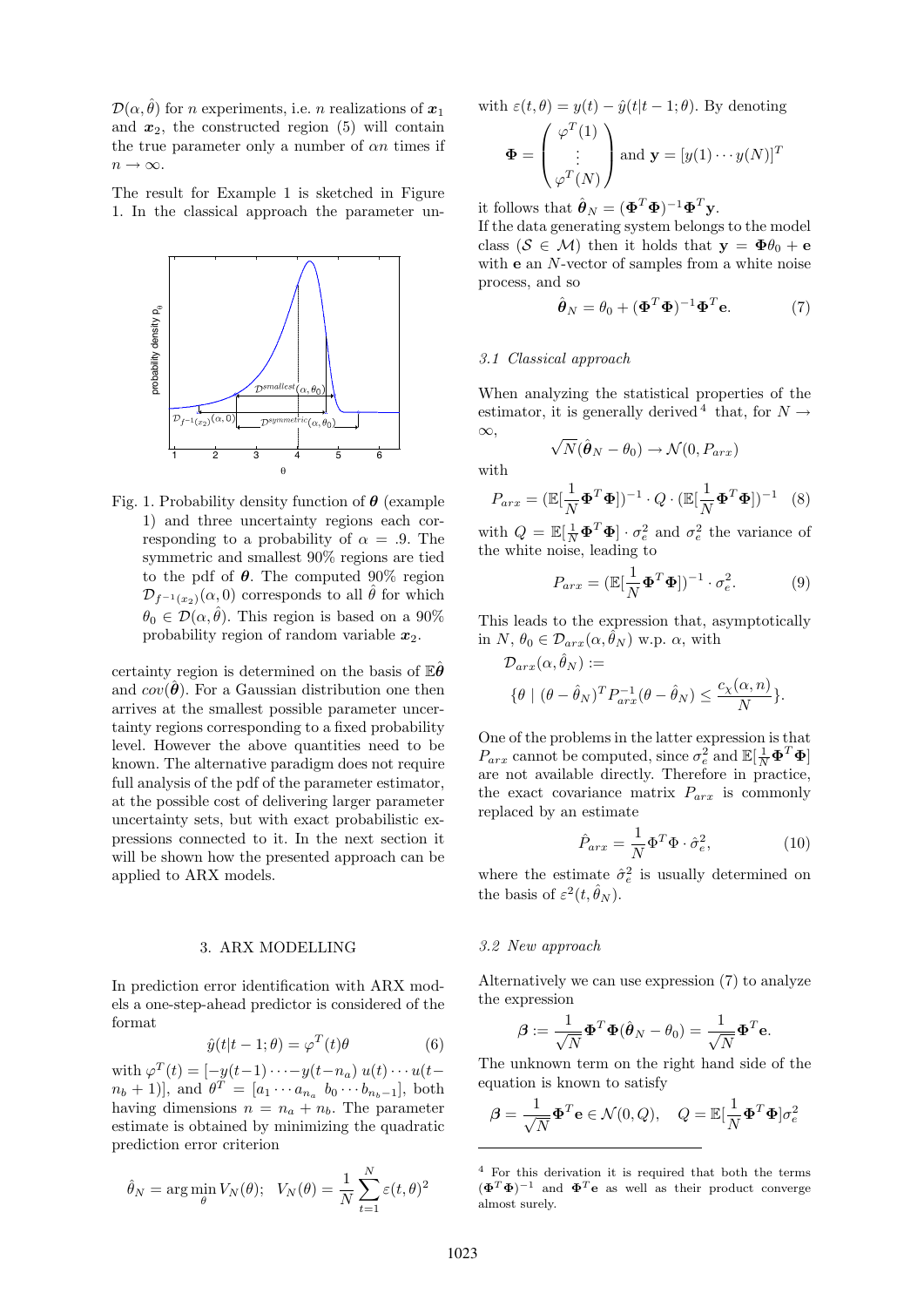$\mathcal{D}(\alpha, \hat{\theta})$ for $n$ experiments, i.e. $n$ realizations of $\boldsymbol{x}_1$ and $\boldsymbol{x}_2$, the constructed region (5) will contain the true parameter only a number of $\alpha n$ times if $n \to \infty$.

The result for Example 1 is sketched in Figure 1. In the classical approach the parameter uncertainty region is determined on the basis of $\mathbb{E}\hat{\boldsymbol{\theta}}$ and $cov(\hat{\boldsymbol{\theta}})$. For a Gaussian distribution one then arrives at the smallest possible parameter uncertainty regions corresponding to a fixed probability level. However the above quantities need to be known. The alternative paradigm does not require full analysis of the pdf of the parameter estimator, at the possible cost of delivering larger parameter uncertainty sets, but with exact probabilistic expressions connected to it. In the next section it will be shown how the presented approach can be applied to ARX models.

Fig. 1. Probability density function of $\boldsymbol{\theta}$ (example 1) and three uncertainty regions each corresponding to a probability of $\alpha = .9$. The symmetric and smallest 90% regions are tied to the pdf of $\boldsymbol{\theta}$. The computed 90% region $\mathcal{D}_{f^{-1}(x_2)}(\alpha, 0)$ corresponds to all $\hat{\theta}$ for which $\theta_0 \in \mathcal{D}(\alpha, \hat{\theta})$. This region is based on a 90% probability region of random variable $\boldsymbol{x}_2$.

## 3. ARX MODELLING

In prediction error identification with ARX models a one-step-ahead predictor is considered of the format

$$\hat{y}(t|t-1;\theta) = \varphi^T(t)\theta \tag{6}$$

with $\varphi^T(t) = [-y(t-1) \cdots -y(t-n_a)\ u(t) \cdots u(t-n_b+1)]$, and $\theta^T = [a_1 \cdots a_{n_a}\ b_0 \cdots b_{n_b-1}]$, both having dimensions $n = n_a + n_b$. The parameter estimate is obtained by minimizing the quadratic prediction error criterion

$$\hat{\theta}_N = \arg\min_{\theta} V_N(\theta); \quad V_N(\theta) = \frac{1}{N}\sum_{t=1}^{N} \varepsilon(t,\theta)^2$$

with $\varepsilon(t,\theta) = y(t) - \hat{y}(t|t-1;\theta)$. By denoting

$$\mathbf{\Phi} = \begin{pmatrix} \varphi^T(1) \\ \vdots \\ \varphi^T(N) \end{pmatrix} \text{ and } \mathbf{y} = [y(1) \cdots y(N)]^T$$

it follows that $\hat{\boldsymbol{\theta}}_N = (\mathbf{\Phi}^T\mathbf{\Phi})^{-1}\mathbf{\Phi}^T\mathbf{y}$.

If the data generating system belongs to the model class ($\mathcal{S} \in \mathcal{M}$) then it holds that $\mathbf{y} = \mathbf{\Phi}\theta_0 + \mathbf{e}$ with $\mathbf{e}$ an $N$-vector of samples from a white noise process, and so

$$\hat{\boldsymbol{\theta}}_N = \theta_0 + (\mathbf{\Phi}^T\mathbf{\Phi})^{-1}\mathbf{\Phi}^T\mathbf{e}. \tag{7}$$

### 3.1 Classical approach

When analyzing the statistical properties of the estimator, it is generally derived [4] that, for $N \to \infty$,

$$\sqrt{N}(\hat{\boldsymbol{\theta}}_N - \theta_0) \to \mathcal{N}(0, P_{arx})$$

with

$$P_{arx} = (\mathbb{E}[\frac{1}{N}\mathbf{\Phi}^T\mathbf{\Phi}])^{-1} \cdot Q \cdot (\mathbb{E}[\frac{1}{N}\mathbf{\Phi}^T\mathbf{\Phi}])^{-1} \tag{8}$$

with $Q = \mathbb{E}[\frac{1}{N}\mathbf{\Phi}^T\mathbf{\Phi}] \cdot \sigma_e^2$ and $\sigma_e^2$ the variance of the white noise, leading to

$$P_{arx} = (\mathbb{E}[\frac{1}{N}\mathbf{\Phi}^T\mathbf{\Phi}])^{-1} \cdot \sigma_e^2. \tag{9}$$

This leads to the expression that, asymptotically in $N$, $\theta_0 \in \mathcal{D}_{arx}(\alpha, \hat{\theta}_N)$ w.p. $\alpha$, with

$$\mathcal{D}_{arx}(\alpha, \hat{\theta}_N) := \{\theta \mid (\theta - \hat{\theta}_N)^T P_{arx}^{-1}(\theta - \hat{\theta}_N) \leq \frac{c_\chi(\alpha, n)}{N}\}.$$

One of the problems in the latter expression is that $P_{arx}$ cannot be computed, since $\sigma_e^2$ and $\mathbb{E}[\frac{1}{N}\mathbf{\Phi}^T\mathbf{\Phi}]$ are not available directly. Therefore in practice, the exact covariance matrix $P_{arx}$ is commonly replaced by an estimate

$$\hat{P}_{arx} = \frac{1}{N}\Phi^T\Phi \cdot \hat{\sigma}_e^2, \tag{10}$$

where the estimate $\hat{\sigma}_e^2$ is usually determined on the basis of $\varepsilon^2(t, \hat{\theta}_N)$.

### 3.2 New approach

Alternatively we can use expression (7) to analyze the expression

$$\boldsymbol{\beta} := \frac{1}{\sqrt{N}}\mathbf{\Phi}^T\mathbf{\Phi}(\hat{\boldsymbol{\theta}}_N - \theta_0) = \frac{1}{\sqrt{N}}\mathbf{\Phi}^T\mathbf{e}.$$

The unknown term on the right hand side of the equation is known to satisfy

$$\boldsymbol{\beta} = \frac{1}{\sqrt{N}}\mathbf{\Phi}^T\mathbf{e} \in \mathcal{N}(0, Q), \quad Q = \mathbb{E}[\frac{1}{N}\mathbf{\Phi}^T\mathbf{\Phi}]\sigma_e^2$$

[4] For this derivation it is required that both the terms $(\mathbf{\Phi}^T\mathbf{\Phi})^{-1}$ and $\mathbf{\Phi}^T\mathbf{e}$ as well as their product converge almost surely.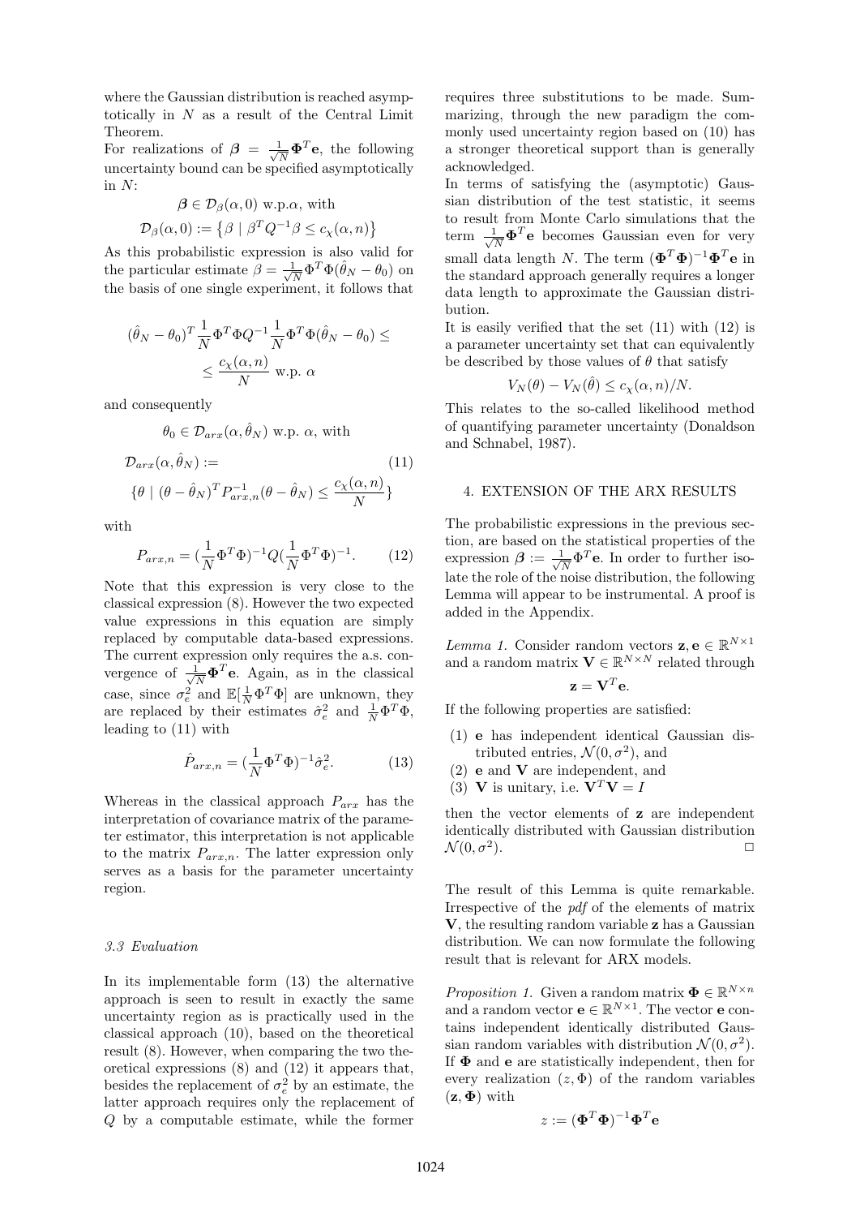where the Gaussian distribution is reached asymptotically in $N$ as a result of the Central Limit Theorem.

For realizations of $\boldsymbol{\beta} = \frac{1}{\sqrt{N}}\boldsymbol{\Phi}^T\mathbf{e}$, the following uncertainty bound can be specified asymptotically in $N$:

$$\boldsymbol{\beta} \in \mathcal{D}_\beta(\alpha, 0) \text{ w.p.}\alpha, \text{ with}$$

$$\mathcal{D}_\beta(\alpha, 0) := \left\{\beta \mid \beta^T Q^{-1}\beta \leq c_\chi(\alpha, n)\right\}$$

As this probabilistic expression is also valid for the particular estimate $\beta = \frac{1}{\sqrt{N}}\Phi^T\Phi(\hat{\theta}_N - \theta_0)$ on the basis of one single experiment, it follows that

$$(\hat{\theta}_N - \theta_0)^T \frac{1}{N}\Phi^T\Phi Q^{-1}\frac{1}{N}\Phi^T\Phi(\hat{\theta}_N - \theta_0) \leq$$
$$\leq \frac{c_\chi(\alpha, n)}{N} \text{ w.p. } \alpha$$

and consequently

$$\theta_0 \in \mathcal{D}_{arx}(\alpha, \hat{\theta}_N) \text{ w.p. } \alpha, \text{ with}$$

$$\mathcal{D}_{arx}(\alpha, \hat{\theta}_N) := \tag{11}$$
$$\{\theta \mid (\theta - \hat{\theta}_N)^T P_{arx,n}^{-1}(\theta - \hat{\theta}_N) \leq \frac{c_\chi(\alpha, n)}{N}\}$$

with

$$P_{arx,n} = (\frac{1}{N}\Phi^T\Phi)^{-1}Q(\frac{1}{N}\Phi^T\Phi)^{-1}. \tag{12}$$

Note that this expression is very close to the classical expression (8). However the two expected value expressions in this equation are simply replaced by computable data-based expressions. The current expression only requires the a.s. convergence of $\frac{1}{\sqrt{N}}\boldsymbol{\Phi}^T\mathbf{e}$. Again, as in the classical case, since $\sigma_e^2$ and $\mathbb{E}[\frac{1}{N}\Phi^T\Phi]$ are unknown, they are replaced by their estimates $\hat{\sigma}_e^2$ and $\frac{1}{N}\Phi^T\Phi$, leading to (11) with

$$\hat{P}_{arx,n} = (\frac{1}{N}\Phi^T\Phi)^{-1}\hat{\sigma}_e^2. \tag{13}$$

Whereas in the classical approach $P_{arx}$ has the interpretation of covariance matrix of the parameter estimator, this interpretation is not applicable to the matrix $P_{arx,n}$. The latter expression only serves as a basis for the parameter uncertainty region.

### 3.3 Evaluation

In its implementable form (13) the alternative approach is seen to result in exactly the same uncertainty region as is practically used in the classical approach (10), based on the theoretical result (8). However, when comparing the two theoretical expressions (8) and (12) it appears that, besides the replacement of $\sigma_e^2$ by an estimate, the latter approach requires only the replacement of $Q$ by a computable estimate, while the former requires three substitutions to be made. Summarizing, through the new paradigm the commonly used uncertainty region based on (10) has a stronger theoretical support than is generally acknowledged.

In terms of satisfying the (asymptotic) Gaussian distribution of the test statistic, it seems to result from Monte Carlo simulations that the term $\frac{1}{\sqrt{N}}\boldsymbol{\Phi}^T\mathbf{e}$ becomes Gaussian even for very small data length $N$. The term $(\boldsymbol{\Phi}^T\boldsymbol{\Phi})^{-1}\boldsymbol{\Phi}^T\mathbf{e}$ in the standard approach generally requires a longer data length to approximate the Gaussian distribution.

It is easily verified that the set (11) with (12) is a parameter uncertainty set that can equivalently be described by those values of $\theta$ that satisfy

$$V_N(\theta) - V_N(\hat{\theta}) \leq c_\chi(\alpha, n)/N.$$

This relates to the so-called likelihood method of quantifying parameter uncertainty (Donaldson and Schnabel, 1987).

## 4. EXTENSION OF THE ARX RESULTS

The probabilistic expressions in the previous section, are based on the statistical properties of the expression $\boldsymbol{\beta} := \frac{1}{\sqrt{N}}\Phi^T\mathbf{e}$. In order to further isolate the role of the noise distribution, the following Lemma will appear to be instrumental. A proof is added in the Appendix.

*Lemma 1.* Consider random vectors $\mathbf{z}, \mathbf{e} \in \mathbb{R}^{N\times 1}$ and a random matrix $\mathbf{V} \in \mathbb{R}^{N\times N}$ related through

$$\mathbf{z} = \mathbf{V}^T\mathbf{e}.$$

If the following properties are satisfied:

1. $\mathbf{e}$ has independent identical Gaussian distributed entries, $\mathcal{N}(0, \sigma^2)$, and
2. $\mathbf{e}$ and $\mathbf{V}$ are independent, and
3. $\mathbf{V}$ is unitary, i.e. $\mathbf{V}^T\mathbf{V} = I$

then the vector elements of $\mathbf{z}$ are independent identically distributed with Gaussian distribution $\mathcal{N}(0, \sigma^2)$. □

The result of this Lemma is quite remarkable. Irrespective of the *pdf* of the elements of matrix $\mathbf{V}$, the resulting random variable $\mathbf{z}$ has a Gaussian distribution. We can now formulate the following result that is relevant for ARX models.

*Proposition 1.* Given a random matrix $\boldsymbol{\Phi} \in \mathbb{R}^{N\times n}$ and a random vector $\mathbf{e} \in \mathbb{R}^{N\times 1}$. The vector $\mathbf{e}$ contains independent identically distributed Gaussian random variables with distribution $\mathcal{N}(0, \sigma^2)$. If $\boldsymbol{\Phi}$ and $\mathbf{e}$ are statistically independent, then for every realization $(z, \Phi)$ of the random variables $(\mathbf{z}, \boldsymbol{\Phi})$ with

$$z := (\boldsymbol{\Phi}^T\boldsymbol{\Phi})^{-1}\boldsymbol{\Phi}^T\mathbf{e}$$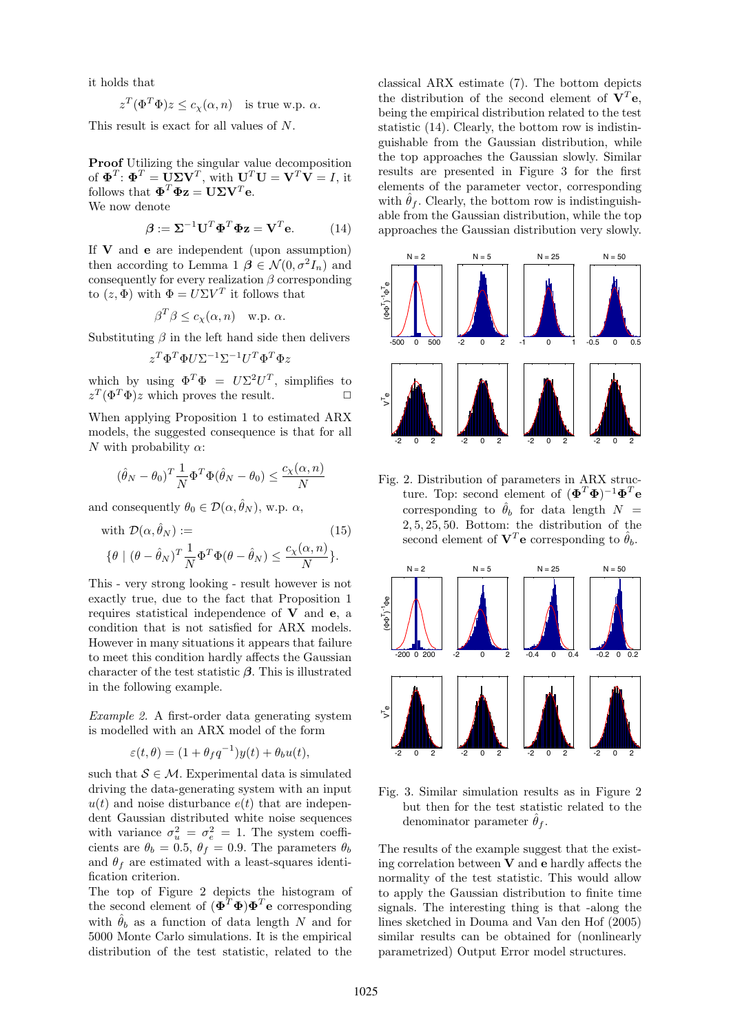it holds that

$$z^T(\Phi^T\Phi)z \leq c_\chi(\alpha, n) \quad \text{is true w.p. } \alpha.$$

This result is exact for all values of $N$.

**Proof** Utilizing the singular value decomposition of $\mathbf{\Phi}^T$: $\mathbf{\Phi}^T = \mathbf{U}\mathbf{\Sigma}\mathbf{V}^T$, with $\mathbf{U}^T\mathbf{U} = \mathbf{V}^T\mathbf{V} = I$, it follows that $\mathbf{\Phi}^T\mathbf{\Phi}\mathbf{z} = \mathbf{U}\mathbf{\Sigma}\mathbf{V}^T\mathbf{e}$.
We now denote

$$\boldsymbol{\beta} := \mathbf{\Sigma}^{-1}\mathbf{U}^T\mathbf{\Phi}^T\mathbf{\Phi}\mathbf{z} = \mathbf{V}^T\mathbf{e}. \tag{14}$$

If $\mathbf{V}$ and $\mathbf{e}$ are independent (upon assumption) then according to Lemma 1 $\boldsymbol{\beta} \in \mathcal{N}(0, \sigma^2 I_n)$ and consequently for every realization $\beta$ corresponding to $(z, \Phi)$ with $\Phi = U\Sigma V^T$ it follows that

$$\beta^T\beta \leq c_\chi(\alpha, n) \quad \text{w.p. } \alpha.$$

Substituting $\beta$ in the left hand side then delivers

$$z^T\Phi^T\Phi U\Sigma^{-1}\Sigma^{-1}U^T\Phi^T\Phi z$$

which by using $\Phi^T\Phi = U\Sigma^2U^T$, simplifies to $z^T(\Phi^T\Phi)z$ which proves the result. □

When applying Proposition 1 to estimated ARX models, the suggested consequence is that for all $N$ with probability $\alpha$:

$$(\hat{\theta}_N - \theta_0)^T\frac{1}{N}\Phi^T\Phi(\hat{\theta}_N - \theta_0) \leq \frac{c_\chi(\alpha, n)}{N}$$

and consequently $\theta_0 \in \mathcal{D}(\alpha, \hat{\theta}_N)$, w.p. $\alpha$,

$$\text{with } \mathcal{D}(\alpha, \hat{\theta}_N) := \tag{15}$$
$$\{\theta \mid (\theta - \hat{\theta}_N)^T\frac{1}{N}\Phi^T\Phi(\theta - \hat{\theta}_N) \leq \frac{c_\chi(\alpha, n)}{N}\}.$$

This - very strong looking - result however is not exactly true, due to the fact that Proposition 1 requires statistical independence of $\mathbf{V}$ and $\mathbf{e}$, a condition that is not satisfied for ARX models. However in many situations it appears that failure to meet this condition hardly affects the Gaussian character of the test statistic $\boldsymbol{\beta}$. This is illustrated in the following example.

*Example 2.* A first-order data generating system is modelled with an ARX model of the form

$$\varepsilon(t, \theta) = (1 + \theta_f q^{-1})y(t) + \theta_b u(t),$$

such that $\mathcal{S} \in \mathcal{M}$. Experimental data is simulated driving the data-generating system with an input $u(t)$ and noise disturbance $e(t)$ that are independent Gaussian distributed white noise sequences with variance $\sigma_u^2 = \sigma_e^2 = 1$. The system coefficients are $\theta_b = 0.5$, $\theta_f = 0.9$. The parameters $\theta_b$ and $\theta_f$ are estimated with a least-squares identification criterion.
The top of Figure 2 depicts the histogram of the second element of $(\mathbf{\Phi}^T\mathbf{\Phi})\mathbf{\Phi}^T\mathbf{e}$ corresponding with $\hat{\theta}_b$ as a function of data length $N$ and for 5000 Monte Carlo simulations. It is the empirical distribution of the test statistic, related to the classical ARX estimate (7). The bottom depicts the distribution of the second element of $\mathbf{V}^T\mathbf{e}$, being the empirical distribution related to the test statistic (14). Clearly, the bottom row is indistinguishable from the Gaussian distribution, while the top approaches the Gaussian slowly. Similar results are presented in Figure 3 for the first elements of the parameter vector, corresponding with $\hat{\theta}_f$. Clearly, the bottom row is indistinguishable from the Gaussian distribution, while the top approaches the Gaussian distribution very slowly.

Fig. 2. Distribution of parameters in ARX structure. Top: second element of $(\mathbf{\Phi}^T\mathbf{\Phi})^{-1}\mathbf{\Phi}^T\mathbf{e}$ corresponding to $\hat{\theta}_b$ for data length $N = 2, 5, 25, 50$. Bottom: the distribution of the second element of $\mathbf{V}^T\mathbf{e}$ corresponding to $\hat{\theta}_b$.

Fig. 3. Similar simulation results as in Figure 2 but then for the test statistic related to the denominator parameter $\hat{\theta}_f$.

The results of the example suggest that the existing correlation between $\mathbf{V}$ and $\mathbf{e}$ hardly affects the normality of the test statistic. This would allow to apply the Gaussian distribution to finite time signals. The interesting thing is that -along the lines sketched in Douma and Van den Hof (2005) similar results can be obtained for (nonlinearly parametrized) Output Error model structures.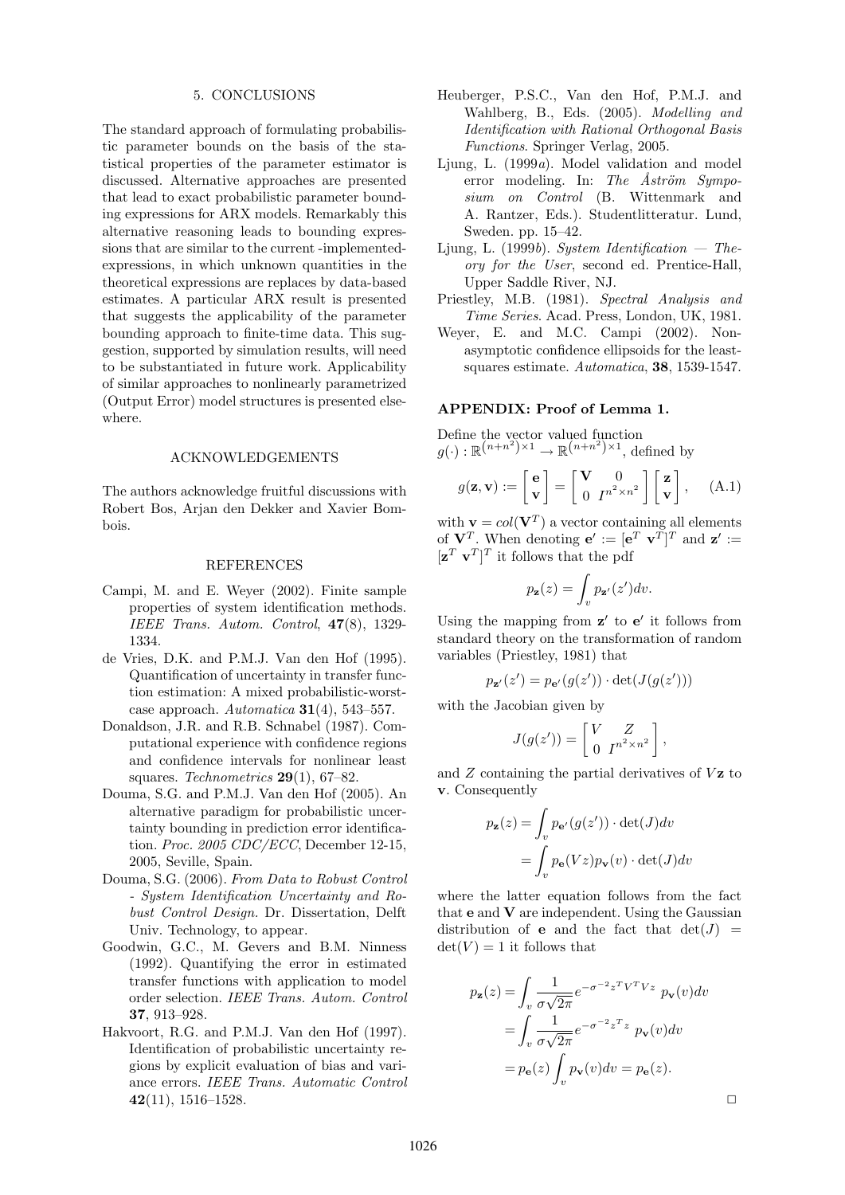## 5. CONCLUSIONS

The standard approach of formulating probabilistic parameter bounds on the basis of the statistical properties of the parameter estimator is discussed. Alternative approaches are presented that lead to exact probabilistic parameter bounding expressions for ARX models. Remarkably this alternative reasoning leads to bounding expressions that are similar to the current -implemented-expressions, in which unknown quantities in the theoretical expressions are replaces by data-based estimates. A particular ARX result is presented that suggests the applicability of the parameter bounding approach to finite-time data. This suggestion, supported by simulation results, will need to be substantiated in future work. Applicability of similar approaches to nonlinearly parametrized (Output Error) model structures is presented elsewhere.

## ACKNOWLEDGEMENTS

The authors acknowledge fruitful discussions with Robert Bos, Arjan den Dekker and Xavier Bombois.

## REFERENCES

- Campi, M. and E. Weyer (2002). Finite sample properties of system identification methods. *IEEE Trans. Autom. Control*, **47**(8), 1329-1334.
- de Vries, D.K. and P.M.J. Van den Hof (1995). Quantification of uncertainty in transfer function estimation: A mixed probabilistic-worst-case approach. *Automatica* **31**(4), 543–557.
- Donaldson, J.R. and R.B. Schnabel (1987). Computational experience with confidence regions and confidence intervals for nonlinear least squares. *Technometrics* **29**(1), 67–82.
- Douma, S.G. and P.M.J. Van den Hof (2005). An alternative paradigm for probabilistic uncertainty bounding in prediction error identification. *Proc. 2005 CDC/ECC*, December 12-15, 2005, Seville, Spain.
- Douma, S.G. (2006). *From Data to Robust Control - System Identification Uncertainty and Robust Control Design*. Dr. Dissertation, Delft Univ. Technology, to appear.
- Goodwin, G.C., M. Gevers and B.M. Ninness (1992). Quantifying the error in estimated transfer functions with application to model order selection. *IEEE Trans. Autom. Control* **37**, 913–928.
- Hakvoort, R.G. and P.M.J. Van den Hof (1997). Identification of probabilistic uncertainty regions by explicit evaluation of bias and variance errors. *IEEE Trans. Automatic Control* **42**(11), 1516–1528.
- Heuberger, P.S.C., Van den Hof, P.M.J. and Wahlberg, B., Eds. (2005). *Modelling and Identification with Rational Orthogonal Basis Functions*. Springer Verlag, 2005.
- Ljung, L. (1999*a*). Model validation and model error modeling. In: *The Åström Symposium on Control* (B. Wittenmark and A. Rantzer, Eds.). Studentlitteratur. Lund, Sweden. pp. 15–42.
- Ljung, L. (1999*b*). *System Identification — Theory for the User*, second ed. Prentice-Hall, Upper Saddle River, NJ.
- Priestley, M.B. (1981). *Spectral Analysis and Time Series*. Acad. Press, London, UK, 1981.
- Weyer, E. and M.C. Campi (2002). Non-asymptotic confidence ellipsoids for the least-squares estimate. *Automatica*, **38**, 1539-1547.

### APPENDIX: Proof of Lemma 1.

Define the vector valued function $g(\cdot): \mathbb{R}^{(n+n^2)\times 1} \rightarrow \mathbb{R}^{(n+n^2)\times 1}$, defined by

$$g(\mathbf{z}, \mathbf{v}) := \begin{bmatrix} \mathbf{e} \\ \mathbf{v} \end{bmatrix} = \begin{bmatrix} \mathbf{V} & 0 \\ 0 & I^{n^2 \times n^2} \end{bmatrix} \begin{bmatrix} \mathbf{z} \\ \mathbf{v} \end{bmatrix}, \quad \text{(A.1)}$$

with $\mathbf{v} = col(\mathbf{V}^T)$ a vector containing all elements of $\mathbf{V}^T$. When denoting $\mathbf{e}' := [\mathbf{e}^T \ \mathbf{v}^T]^T$ and $\mathbf{z}' := [\mathbf{z}^T \ \mathbf{v}^T]^T$ it follows that the pdf

$$p_{\mathbf{z}}(z) = \int_v p_{\mathbf{z}'}(z')dv.$$

Using the mapping from $\mathbf{z}'$ to $\mathbf{e}'$ it follows from standard theory on the transformation of random variables (Priestley, 1981) that

$$p_{\mathbf{z}'}(z') = p_{\mathbf{e}'}(g(z')) \cdot \det(J(g(z')))$$

with the Jacobian given by

$$J(g(z')) = \begin{bmatrix} V & Z \\ 0 & I^{n^2 \times n^2} \end{bmatrix},$$

and $Z$ containing the partial derivatives of $Vz$ to $\mathbf{v}$. Consequently

$$\begin{aligned} p_{\mathbf{z}}(z) &= \int_v p_{\mathbf{e}'}(g(z')) \cdot \det(J)dv \\ &= \int_v p_{\mathbf{e}}(Vz)p_{\mathbf{v}}(v) \cdot \det(J)dv \end{aligned}$$

where the latter equation follows from the fact that $\mathbf{e}$ and $\mathbf{V}$ are independent. Using the Gaussian distribution of $\mathbf{e}$ and the fact that $\det(J) = \det(V) = 1$ it follows that

$$\begin{aligned} p_{\mathbf{z}}(z) &= \int_v \frac{1}{\sigma\sqrt{2\pi}} e^{-\sigma^{-2} z^T V^T V z} \ p_{\mathbf{v}}(v)dv \\ &= \int_v \frac{1}{\sigma\sqrt{2\pi}} e^{-\sigma^{-2} z^T z} \ p_{\mathbf{v}}(v)dv \\ &= p_{\mathbf{e}}(z) \int_v p_{\mathbf{v}}(v)dv = p_{\mathbf{e}}(z). \end{aligned}$$

□